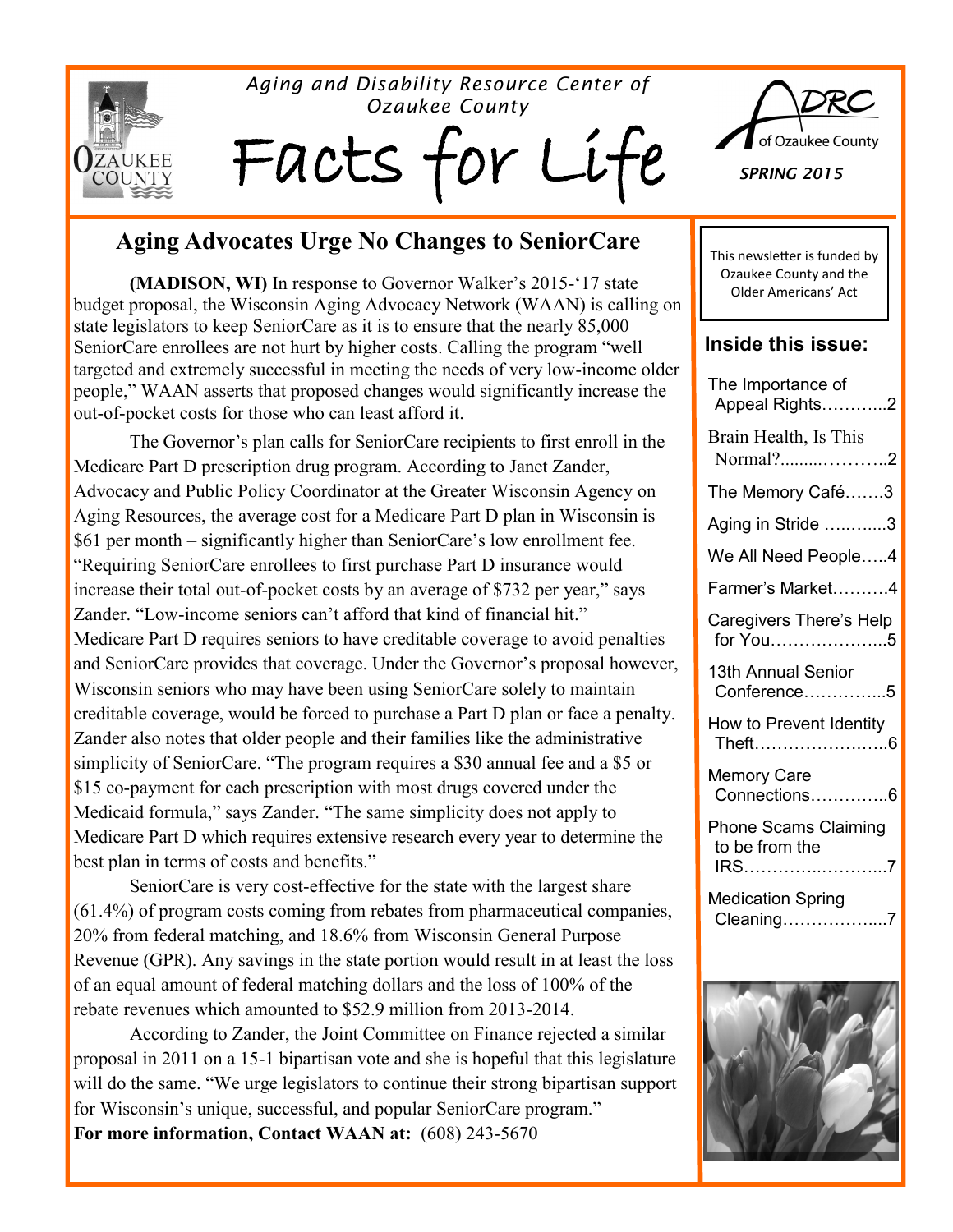*Aging and Disability Resource Center of Ozaukee County*

# Facts for Life

ADRC of Ozaukee County

*SPRING 2015*

## Aging Advocates Urge No Changes to SeniorCare

**(MADISON, WI)** In response to Governor Walker's 2015-'17 state budget proposal, the Wisconsin Aging Advocacy Network (WAAN) is calling on state legislators to keep SeniorCare as it is to ensure that the nearly 85,000 SeniorCare enrollees are not hurt by higher costs. Calling the program "well targeted and extremely successful in meeting the needs of very low-income older people," WAAN asserts that proposed changes would significantly increase the out-of-pocket costs for those who can least afford it.

The Governor's plan calls for SeniorCare recipients to first enroll in the Medicare Part D prescription drug program. According to Janet Zander, Advocacy and Public Policy Coordinator at the Greater Wisconsin Agency on Aging Resources, the average cost for a Medicare Part D plan in Wisconsin is $61 per month – significantly higher than SeniorCare's low enrollment fee. "Requiring SeniorCare enrollees to first purchase Part D insurance would increase their total out-of-pocket costs by an average of $732 per year," says Zander. "Low-income seniors can't afford that kind of financial hit." Medicare Part D requires seniors to have creditable coverage to avoid penalties and SeniorCare provides that coverage. Under the Governor's proposal however, Wisconsin seniors who may have been using SeniorCare solely to maintain creditable coverage, would be forced to purchase a Part D plan or face a penalty. Zander also notes that older people and their families like the administrative simplicity of SeniorCare. "The program requires a $30 annual fee and a $5 or $15 co-payment for each prescription with most drugs covered under the Medicaid formula," says Zander. "The same simplicity does not apply to Medicare Part D which requires extensive research every year to determine the best plan in terms of costs and benefits."

SeniorCare is very cost-effective for the state with the largest share (61.4%) of program costs coming from rebates from pharmaceutical companies, 20% from federal matching, and 18.6% from Wisconsin General Purpose Revenue (GPR). Any savings in the state portion would result in at least the loss of an equal amount of federal matching dollars and the loss of 100% of the rebate revenues which amounted to $52.9 million from 2013-2014.

According to Zander, the Joint Committee on Finance rejected a similar proposal in 2011 on a 15-1 bipartisan vote and she is hopeful that this legislature will do the same. "We urge legislators to continue their strong bipartisan support for Wisconsin's unique, successful, and popular SeniorCare program."

**For more information, Contact WAAN at:** (608) 243-5670

This newsletter is funded by Ozaukee County and the Older Americans' Act

### Inside this issue:

- The Importance of Appeal Rights....2
- Brain Health, Is This Normal?....2
- The Memory Café....3
- Aging in Stride....3
- We All Need People....4
- Farmer's Market....4
- Caregivers There's Help for You....5
- 13th Annual Senior Conference....5
- How to Prevent Identity Theft....6
- Memory Care Connections....6
- Phone Scams Claiming to be from the IRS....7
- Medication Spring Cleaning....7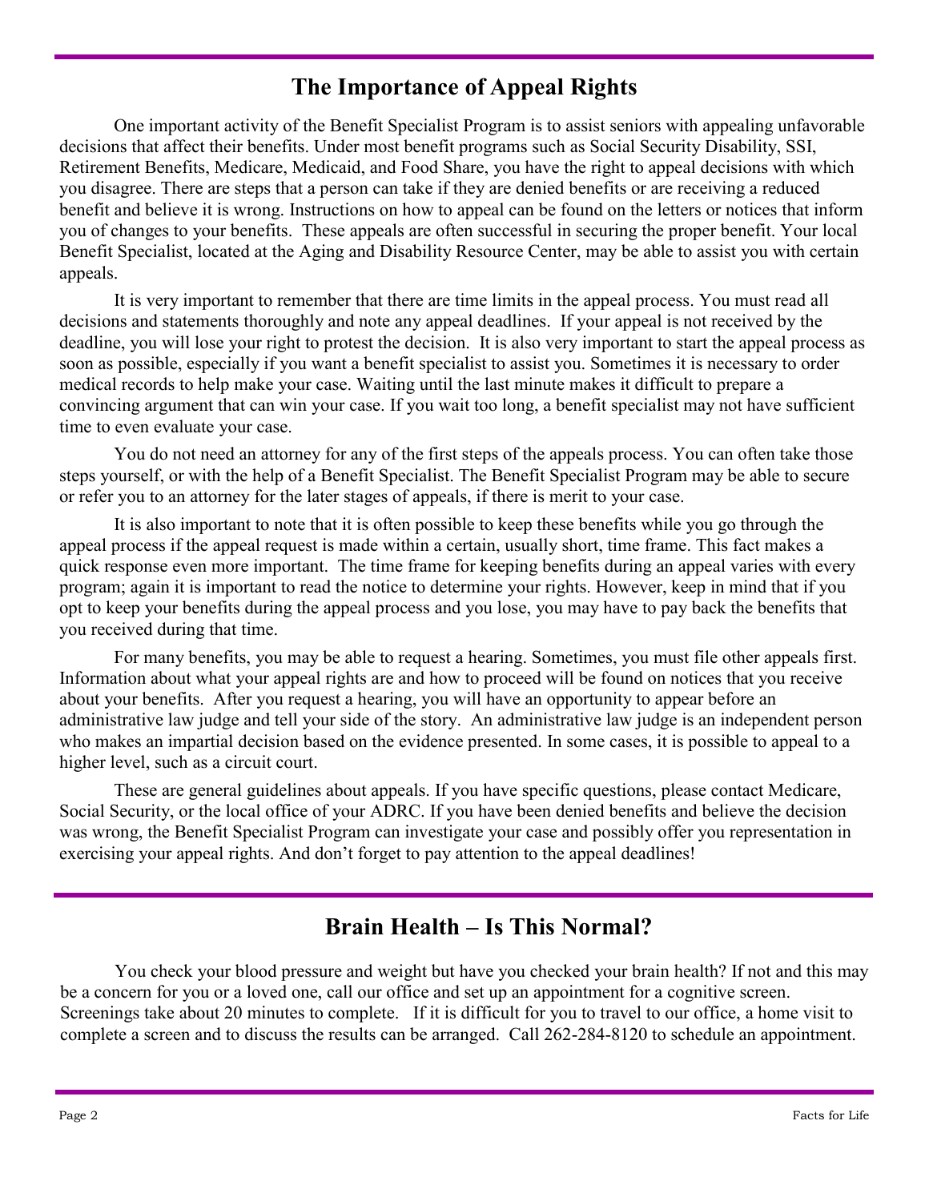## The Importance of Appeal Rights

One important activity of the Benefit Specialist Program is to assist seniors with appealing unfavorable decisions that affect their benefits. Under most benefit programs such as Social Security Disability, SSI, Retirement Benefits, Medicare, Medicaid, and Food Share, you have the right to appeal decisions with which you disagree. There are steps that a person can take if they are denied benefits or are receiving a reduced benefit and believe it is wrong. Instructions on how to appeal can be found on the letters or notices that inform you of changes to your benefits. These appeals are often successful in securing the proper benefit. Your local Benefit Specialist, located at the Aging and Disability Resource Center, may be able to assist you with certain appeals.

It is very important to remember that there are time limits in the appeal process. You must read all decisions and statements thoroughly and note any appeal deadlines. If your appeal is not received by the deadline, you will lose your right to protest the decision. It is also very important to start the appeal process as soon as possible, especially if you want a benefit specialist to assist you. Sometimes it is necessary to order medical records to help make your case. Waiting until the last minute makes it difficult to prepare a convincing argument that can win your case. If you wait too long, a benefit specialist may not have sufficient time to even evaluate your case.

You do not need an attorney for any of the first steps of the appeals process. You can often take those steps yourself, or with the help of a Benefit Specialist. The Benefit Specialist Program may be able to secure or refer you to an attorney for the later stages of appeals, if there is merit to your case.

It is also important to note that it is often possible to keep these benefits while you go through the appeal process if the appeal request is made within a certain, usually short, time frame. This fact makes a quick response even more important. The time frame for keeping benefits during an appeal varies with every program; again it is important to read the notice to determine your rights. However, keep in mind that if you opt to keep your benefits during the appeal process and you lose, you may have to pay back the benefits that you received during that time.

For many benefits, you may be able to request a hearing. Sometimes, you must file other appeals first. Information about what your appeal rights are and how to proceed will be found on notices that you receive about your benefits. After you request a hearing, you will have an opportunity to appear before an administrative law judge and tell your side of the story. An administrative law judge is an independent person who makes an impartial decision based on the evidence presented. In some cases, it is possible to appeal to a higher level, such as a circuit court.

These are general guidelines about appeals. If you have specific questions, please contact Medicare, Social Security, or the local office of your ADRC. If you have been denied benefits and believe the decision was wrong, the Benefit Specialist Program can investigate your case and possibly offer you representation in exercising your appeal rights. And don't forget to pay attention to the appeal deadlines!

## Brain Health – Is This Normal?

You check your blood pressure and weight but have you checked your brain health? If not and this may be a concern for you or a loved one, call our office and set up an appointment for a cognitive screen. Screenings take about 20 minutes to complete. If it is difficult for you to travel to our office, a home visit to complete a screen and to discuss the results can be arranged. Call 262-284-8120 to schedule an appointment.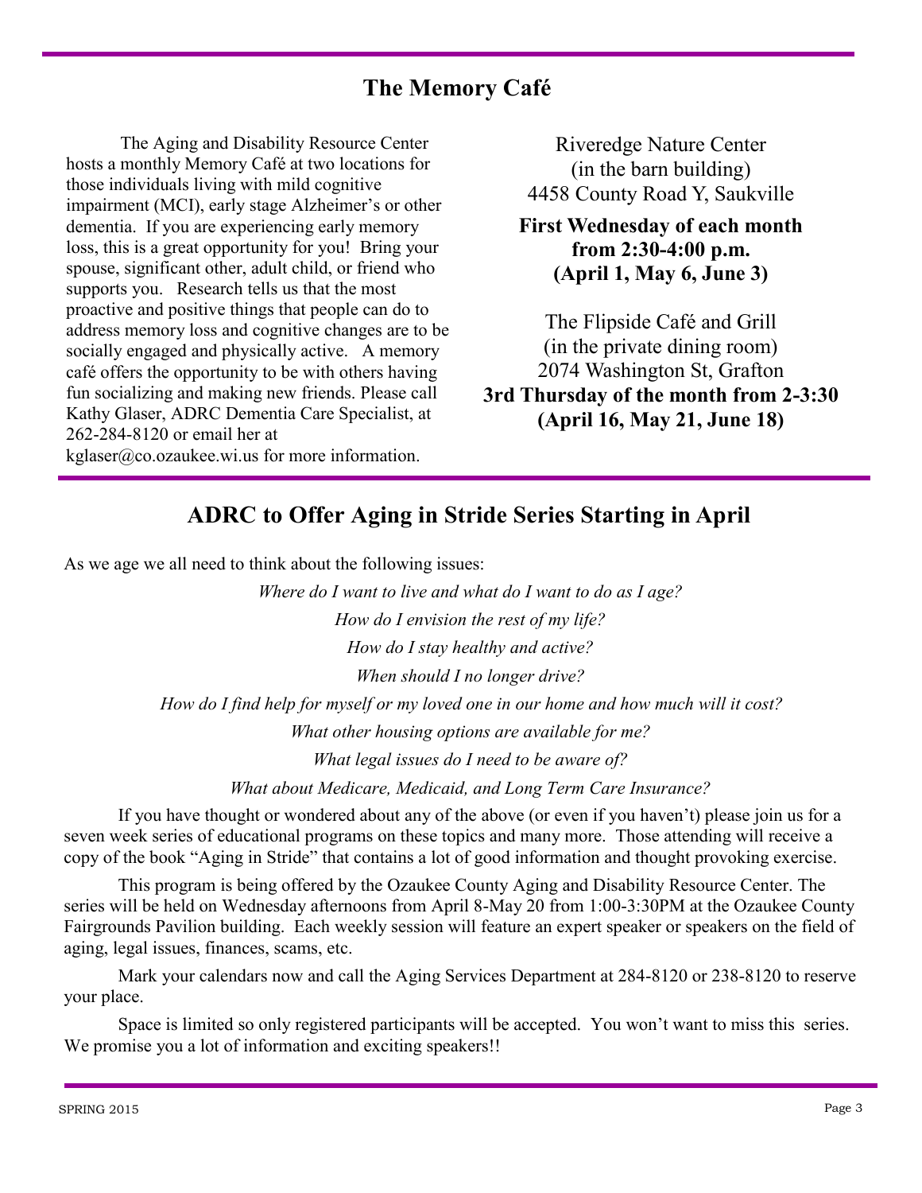## The Memory Café

The Aging and Disability Resource Center hosts a monthly Memory Café at two locations for those individuals living with mild cognitive impairment (MCI), early stage Alzheimer's or other dementia. If you are experiencing early memory loss, this is a great opportunity for you! Bring your spouse, significant other, adult child, or friend who supports you. Research tells us that the most proactive and positive things that people can do to address memory loss and cognitive changes are to be socially engaged and physically active. A memory café offers the opportunity to be with others having fun socializing and making new friends. Please call Kathy Glaser, ADRC Dementia Care Specialist, at 262-284-8120 or email her at kglaser@co.ozaukee.wi.us for more information.

Riveredge Nature Center
(in the barn building)
4458 County Road Y, Saukville

**First Wednesday of each month from 2:30-4:00 p.m.**
**(April 1, May 6, June 3)**

The Flipside Café and Grill
(in the private dining room)
2074 Washington St, Grafton
**3rd Thursday of the month from 2-3:30**
**(April 16, May 21, June 18)**

## ADRC to Offer Aging in Stride Series Starting in April

As we age we all need to think about the following issues:

*Where do I want to live and what do I want to do as I age?*

*How do I envision the rest of my life?*

*How do I stay healthy and active?*

*When should I no longer drive?*

*How do I find help for myself or my loved one in our home and how much will it cost?*

*What other housing options are available for me?*

*What legal issues do I need to be aware of?*

*What about Medicare, Medicaid, and Long Term Care Insurance?*

If you have thought or wondered about any of the above (or even if you haven't) please join us for a seven week series of educational programs on these topics and many more. Those attending will receive a copy of the book "Aging in Stride" that contains a lot of good information and thought provoking exercise.

This program is being offered by the Ozaukee County Aging and Disability Resource Center. The series will be held on Wednesday afternoons from April 8-May 20 from 1:00-3:30PM at the Ozaukee County Fairgrounds Pavilion building. Each weekly session will feature an expert speaker or speakers on the field of aging, legal issues, finances, scams, etc.

Mark your calendars now and call the Aging Services Department at 284-8120 or 238-8120 to reserve your place.

Space is limited so only registered participants will be accepted. You won't want to miss this series. We promise you a lot of information and exciting speakers!!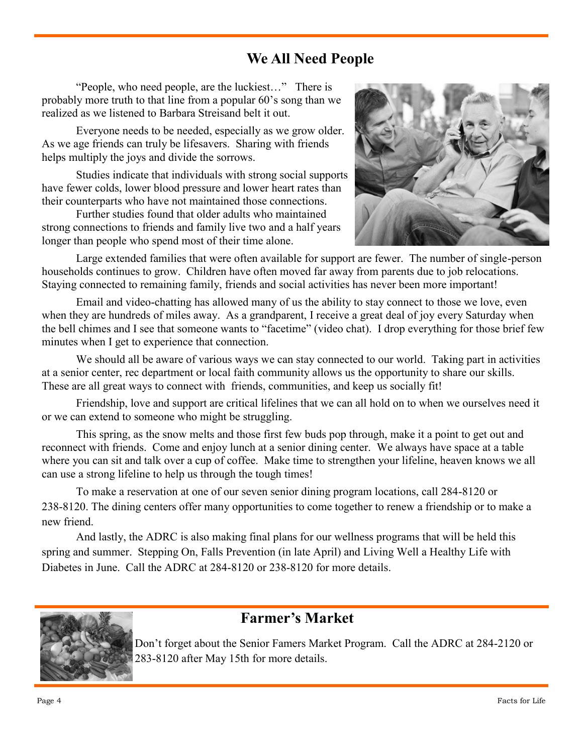## We All Need People

"People, who need people, are the luckiest…" There is probably more truth to that line from a popular 60's song than we realized as we listened to Barbara Streisand belt it out.

Everyone needs to be needed, especially as we grow older. As we age friends can truly be lifesavers. Sharing with friends helps multiply the joys and divide the sorrows.

Studies indicate that individuals with strong social supports have fewer colds, lower blood pressure and lower heart rates than their counterparts who have not maintained those connections.

Further studies found that older adults who maintained strong connections to friends and family live two and a half years longer than people who spend most of their time alone.

Large extended families that were often available for support are fewer. The number of single-person households continues to grow. Children have often moved far away from parents due to job relocations. Staying connected to remaining family, friends and social activities has never been more important!

Email and video-chatting has allowed many of us the ability to stay connect to those we love, even when they are hundreds of miles away. As a grandparent, I receive a great deal of joy every Saturday when the bell chimes and I see that someone wants to "facetime" (video chat). I drop everything for those brief few minutes when I get to experience that connection.

We should all be aware of various ways we can stay connected to our world. Taking part in activities at a senior center, rec department or local faith community allows us the opportunity to share our skills. These are all great ways to connect with friends, communities, and keep us socially fit!

Friendship, love and support are critical lifelines that we can all hold on to when we ourselves need it or we can extend to someone who might be struggling.

This spring, as the snow melts and those first few buds pop through, make it a point to get out and reconnect with friends. Come and enjoy lunch at a senior dining center. We always have space at a table where you can sit and talk over a cup of coffee. Make time to strengthen your lifeline, heaven knows we all can use a strong lifeline to help us through the tough times!

To make a reservation at one of our seven senior dining program locations, call 284-8120 or 238-8120. The dining centers offer many opportunities to come together to renew a friendship or to make a new friend.

And lastly, the ADRC is also making final plans for our wellness programs that will be held this spring and summer. Stepping On, Falls Prevention (in late April) and Living Well a Healthy Life with Diabetes in June. Call the ADRC at 284-8120 or 238-8120 for more details.

## Farmer's Market

Don't forget about the Senior Famers Market Program. Call the ADRC at 284-2120 or 283-8120 after May 15th for more details.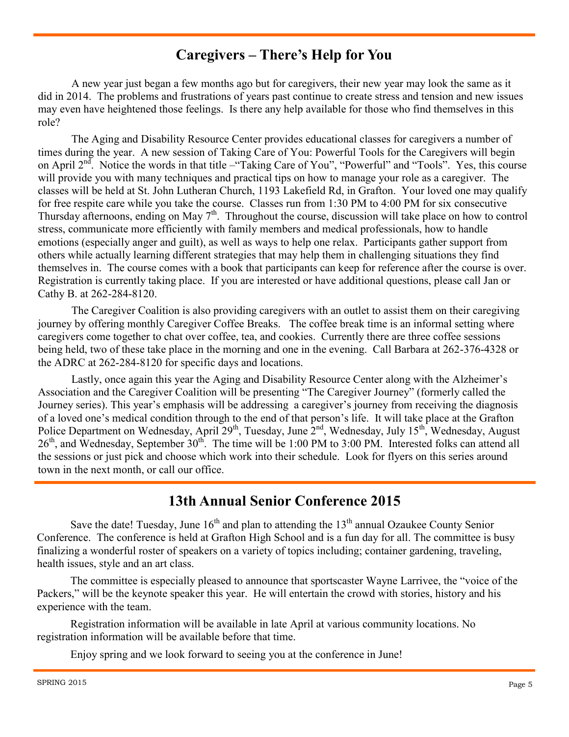## Caregivers – There's Help for You

A new year just began a few months ago but for caregivers, their new year may look the same as it did in 2014. The problems and frustrations of years past continue to create stress and tension and new issues may even have heightened those feelings. Is there any help available for those who find themselves in this role?

The Aging and Disability Resource Center provides educational classes for caregivers a number of times during the year. A new session of Taking Care of You: Powerful Tools for the Caregivers will begin on April 2nd. Notice the words in that title –"Taking Care of You", "Powerful" and "Tools". Yes, this course will provide you with many techniques and practical tips on how to manage your role as a caregiver. The classes will be held at St. John Lutheran Church, 1193 Lakefield Rd, in Grafton. Your loved one may qualify for free respite care while you take the course. Classes run from 1:30 PM to 4:00 PM for six consecutive Thursday afternoons, ending on May 7th. Throughout the course, discussion will take place on how to control stress, communicate more efficiently with family members and medical professionals, how to handle emotions (especially anger and guilt), as well as ways to help one relax. Participants gather support from others while actually learning different strategies that may help them in challenging situations they find themselves in. The course comes with a book that participants can keep for reference after the course is over. Registration is currently taking place. If you are interested or have additional questions, please call Jan or Cathy B. at 262-284-8120.

The Caregiver Coalition is also providing caregivers with an outlet to assist them on their caregiving journey by offering monthly Caregiver Coffee Breaks. The coffee break time is an informal setting where caregivers come together to chat over coffee, tea, and cookies. Currently there are three coffee sessions being held, two of these take place in the morning and one in the evening. Call Barbara at 262-376-4328 or the ADRC at 262-284-8120 for specific days and locations.

Lastly, once again this year the Aging and Disability Resource Center along with the Alzheimer's Association and the Caregiver Coalition will be presenting "The Caregiver Journey" (formerly called the Journey series). This year's emphasis will be addressing a caregiver's journey from receiving the diagnosis of a loved one's medical condition through to the end of that person's life. It will take place at the Grafton Police Department on Wednesday, April 29th, Tuesday, June 2nd, Wednesday, July 15th, Wednesday, August 26th, and Wednesday, September 30th. The time will be 1:00 PM to 3:00 PM. Interested folks can attend all the sessions or just pick and choose which work into their schedule. Look for flyers on this series around town in the next month, or call our office.

## 13th Annual Senior Conference 2015

Save the date! Tuesday, June 16th and plan to attending the 13th annual Ozaukee County Senior Conference. The conference is held at Grafton High School and is a fun day for all. The committee is busy finalizing a wonderful roster of speakers on a variety of topics including; container gardening, traveling, health issues, style and an art class.

The committee is especially pleased to announce that sportscaster Wayne Larrivee, the "voice of the Packers," will be the keynote speaker this year. He will entertain the crowd with stories, history and his experience with the team.

Registration information will be available in late April at various community locations. No registration information will be available before that time.

Enjoy spring and we look forward to seeing you at the conference in June!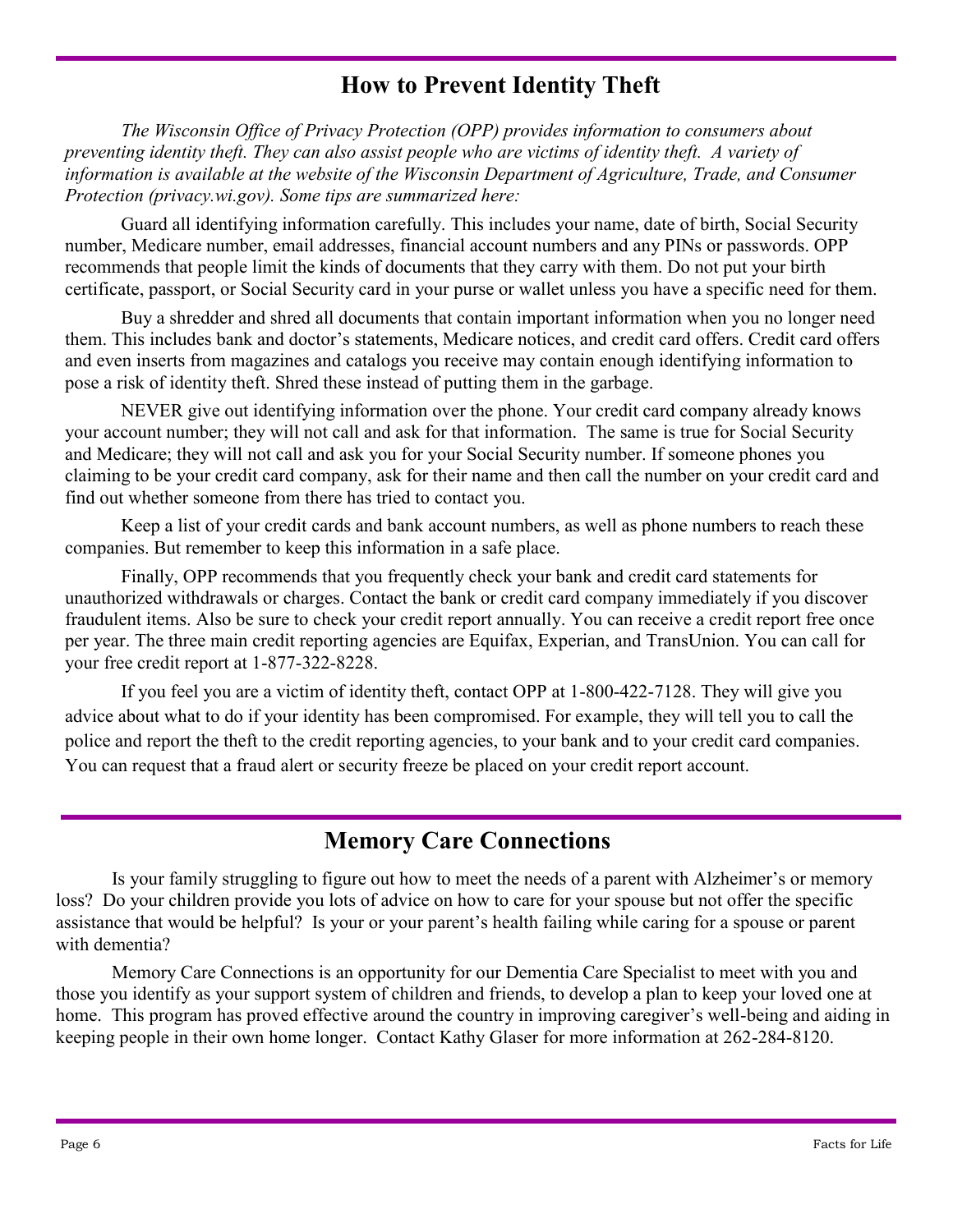## How to Prevent Identity Theft

*The Wisconsin Office of Privacy Protection (OPP) provides information to consumers about preventing identity theft. They can also assist people who are victims of identity theft. A variety of information is available at the website of the Wisconsin Department of Agriculture, Trade, and Consumer Protection (privacy.wi.gov). Some tips are summarized here:*

Guard all identifying information carefully. This includes your name, date of birth, Social Security number, Medicare number, email addresses, financial account numbers and any PINs or passwords. OPP recommends that people limit the kinds of documents that they carry with them. Do not put your birth certificate, passport, or Social Security card in your purse or wallet unless you have a specific need for them.

Buy a shredder and shred all documents that contain important information when you no longer need them. This includes bank and doctor's statements, Medicare notices, and credit card offers. Credit card offers and even inserts from magazines and catalogs you receive may contain enough identifying information to pose a risk of identity theft. Shred these instead of putting them in the garbage.

NEVER give out identifying information over the phone. Your credit card company already knows your account number; they will not call and ask for that information. The same is true for Social Security and Medicare; they will not call and ask you for your Social Security number. If someone phones you claiming to be your credit card company, ask for their name and then call the number on your credit card and find out whether someone from there has tried to contact you.

Keep a list of your credit cards and bank account numbers, as well as phone numbers to reach these companies. But remember to keep this information in a safe place.

Finally, OPP recommends that you frequently check your bank and credit card statements for unauthorized withdrawals or charges. Contact the bank or credit card company immediately if you discover fraudulent items. Also be sure to check your credit report annually. You can receive a credit report free once per year. The three main credit reporting agencies are Equifax, Experian, and TransUnion. You can call for your free credit report at 1-877-322-8228.

If you feel you are a victim of identity theft, contact OPP at 1-800-422-7128. They will give you advice about what to do if your identity has been compromised. For example, they will tell you to call the police and report the theft to the credit reporting agencies, to your bank and to your credit card companies. You can request that a fraud alert or security freeze be placed on your credit report account.

## Memory Care Connections

Is your family struggling to figure out how to meet the needs of a parent with Alzheimer's or memory loss? Do your children provide you lots of advice on how to care for your spouse but not offer the specific assistance that would be helpful? Is your or your parent's health failing while caring for a spouse or parent with dementia?

Memory Care Connections is an opportunity for our Dementia Care Specialist to meet with you and those you identify as your support system of children and friends, to develop a plan to keep your loved one at home. This program has proved effective around the country in improving caregiver's well-being and aiding in keeping people in their own home longer. Contact Kathy Glaser for more information at 262-284-8120.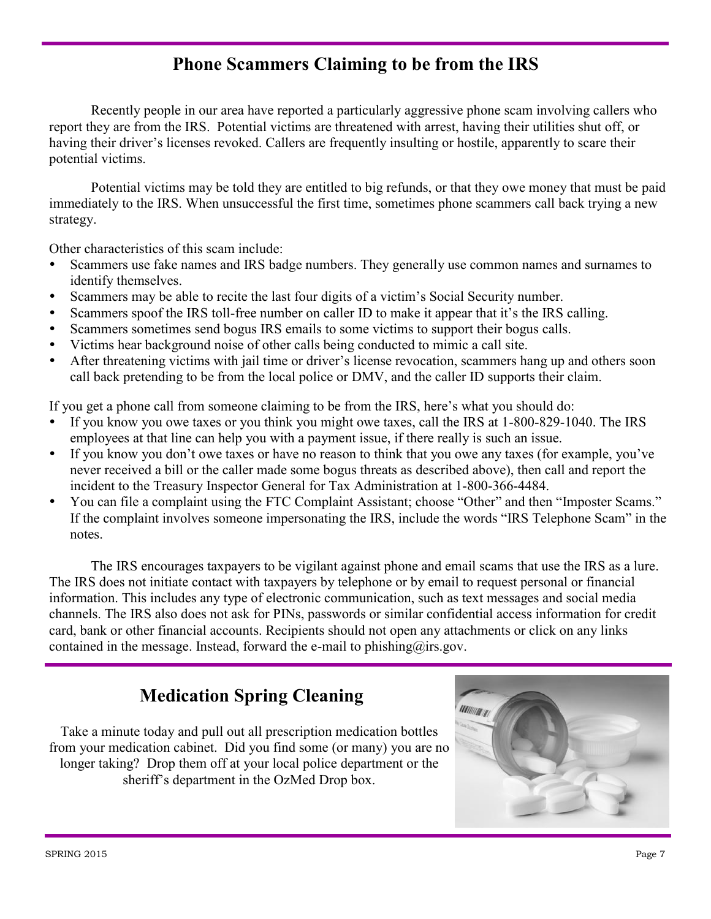## Phone Scammers Claiming to be from the IRS

Recently people in our area have reported a particularly aggressive phone scam involving callers who report they are from the IRS. Potential victims are threatened with arrest, having their utilities shut off, or having their driver's licenses revoked. Callers are frequently insulting or hostile, apparently to scare their potential victims.

Potential victims may be told they are entitled to big refunds, or that they owe money that must be paid immediately to the IRS. When unsuccessful the first time, sometimes phone scammers call back trying a new strategy.

Other characteristics of this scam include:

- Scammers use fake names and IRS badge numbers. They generally use common names and surnames to identify themselves.
- Scammers may be able to recite the last four digits of a victim's Social Security number.
- Scammers spoof the IRS toll-free number on caller ID to make it appear that it's the IRS calling.
- Scammers sometimes send bogus IRS emails to some victims to support their bogus calls.
- Victims hear background noise of other calls being conducted to mimic a call site.
- After threatening victims with jail time or driver's license revocation, scammers hang up and others soon call back pretending to be from the local police or DMV, and the caller ID supports their claim.

If you get a phone call from someone claiming to be from the IRS, here's what you should do:

- If you know you owe taxes or you think you might owe taxes, call the IRS at 1-800-829-1040. The IRS employees at that line can help you with a payment issue, if there really is such an issue.
- If you know you don't owe taxes or have no reason to think that you owe any taxes (for example, you've never received a bill or the caller made some bogus threats as described above), then call and report the incident to the Treasury Inspector General for Tax Administration at 1-800-366-4484.
- You can file a complaint using the FTC Complaint Assistant; choose "Other" and then "Imposter Scams." If the complaint involves someone impersonating the IRS, include the words "IRS Telephone Scam" in the notes.

The IRS encourages taxpayers to be vigilant against phone and email scams that use the IRS as a lure. The IRS does not initiate contact with taxpayers by telephone or by email to request personal or financial information. This includes any type of electronic communication, such as text messages and social media channels. The IRS also does not ask for PINs, passwords or similar confidential access information for credit card, bank or other financial accounts. Recipients should not open any attachments or click on any links contained in the message. Instead, forward the e-mail to phishing@irs.gov.

## Medication Spring Cleaning

Take a minute today and pull out all prescription medication bottles from your medication cabinet. Did you find some (or many) you are no longer taking? Drop them off at your local police department or the sheriff's department in the OzMed Drop box.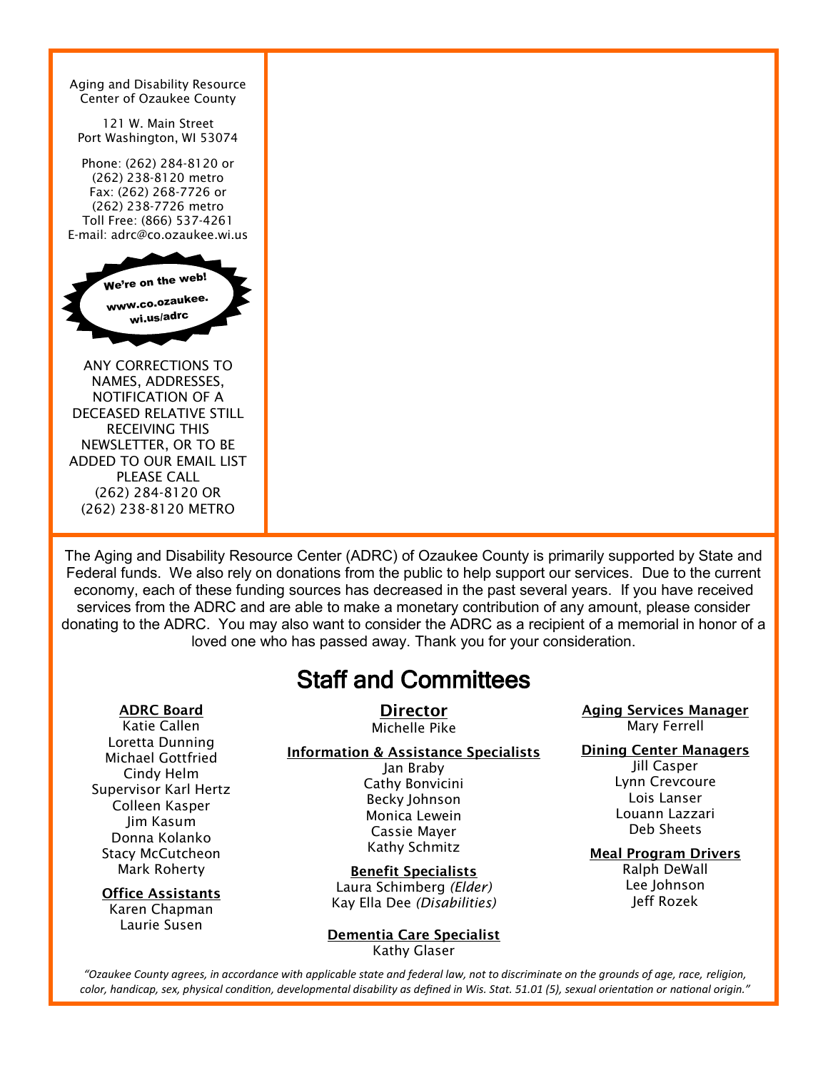Aging and Disability Resource Center of Ozaukee County

121 W. Main Street
Port Washington, WI 53074

Phone: (262) 284-8120 or
(262) 238-8120 metro
Fax: (262) 268-7726 or
(262) 238-7726 metro
Toll Free: (866) 537-4261
E-mail: adrc@co.ozaukee.wi.us

We're on the web!
www.co.ozaukee.wi.us/adrc

ANY CORRECTIONS TO NAMES, ADDRESSES, NOTIFICATION OF A DECEASED RELATIVE STILL RECEIVING THIS NEWSLETTER, OR TO BE ADDED TO OUR EMAIL LIST PLEASE CALL (262) 284-8120 OR (262) 238-8120 METRO

The Aging and Disability Resource Center (ADRC) of Ozaukee County is primarily supported by State and Federal funds. We also rely on donations from the public to help support our services. Due to the current economy, each of these funding sources has decreased in the past several years. If you have received services from the ADRC and are able to make a monetary contribution of any amount, please consider donating to the ADRC. You may also want to consider the ADRC as a recipient of a memorial in honor of a loved one who has passed away. Thank you for your consideration.

## Staff and Committees

**ADRC Board**
Katie Callen
Loretta Dunning
Michael Gottfried
Cindy Helm
Supervisor Karl Hertz
Colleen Kasper
Jim Kasum
Donna Kolanko
Stacy McCutcheon
Mark Roherty

**Office Assistants**
Karen Chapman
Laurie Susen

**Director**
Michelle Pike

**Information & Assistance Specialists**
Jan Braby
Cathy Bonvicini
Becky Johnson
Monica Lewein
Cassie Mayer
Kathy Schmitz

**Benefit Specialists**
Laura Schimberg *(Elder)*
Kay Ella Dee *(Disabilities)*

**Dementia Care Specialist**
Kathy Glaser

**Aging Services Manager**
Mary Ferrell

**Dining Center Managers**
Jill Casper
Lynn Crevcoure
Lois Lanser
Louann Lazzari
Deb Sheets

**Meal Program Drivers**
Ralph DeWall
Lee Johnson
Jeff Rozek

*"Ozaukee County agrees, in accordance with applicable state and federal law, not to discriminate on the grounds of age, race, religion, color, handicap, sex, physical condition, developmental disability as defined in Wis. Stat. 51.01 (5), sexual orientation or national origin."*